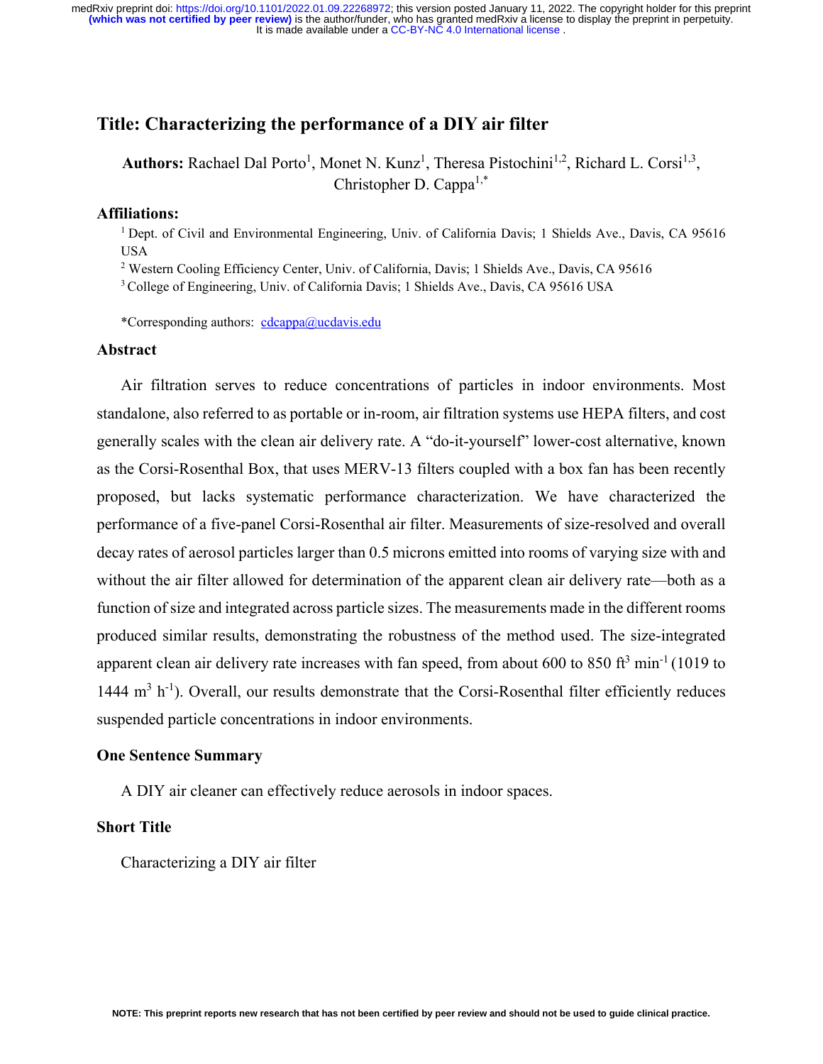# Title: Characterizing the performance of a DIY air filter

**Authors:** Rachael Dal Porto[1], Monet N. Kunz[1], Theresa Pistochini[1,2], Richard L. Corsi[1,3], Christopher D. Cappa[1,*]

## Affiliations:

[1] Dept. of Civil and Environmental Engineering, Univ. of California Davis; 1 Shields Ave., Davis, CA 95616 USA

[2] Western Cooling Efficiency Center, Univ. of California, Davis; 1 Shields Ave., Davis, CA 95616

[3] College of Engineering, Univ. of California Davis; 1 Shields Ave., Davis, CA 95616 USA

*Corresponding authors: cdcappa@ucdavis.edu

## Abstract

Air filtration serves to reduce concentrations of particles in indoor environments. Most standalone, also referred to as portable or in-room, air filtration systems use HEPA filters, and cost generally scales with the clean air delivery rate. A "do-it-yourself" lower-cost alternative, known as the Corsi-Rosenthal Box, that uses MERV-13 filters coupled with a box fan has been recently proposed, but lacks systematic performance characterization. We have characterized the performance of a five-panel Corsi-Rosenthal air filter. Measurements of size-resolved and overall decay rates of aerosol particles larger than 0.5 microns emitted into rooms of varying size with and without the air filter allowed for determination of the apparent clean air delivery rate—both as a function of size and integrated across particle sizes. The measurements made in the different rooms produced similar results, demonstrating the robustness of the method used. The size-integrated apparent clean air delivery rate increases with fan speed, from about 600 to 850 $ft^3\ min^{-1}$ (1019 to 1444 $m^3\ h^{-1}$). Overall, our results demonstrate that the Corsi-Rosenthal filter efficiently reduces suspended particle concentrations in indoor environments.

## One Sentence Summary

A DIY air cleaner can effectively reduce aerosols in indoor spaces.

## Short Title

Characterizing a DIY air filter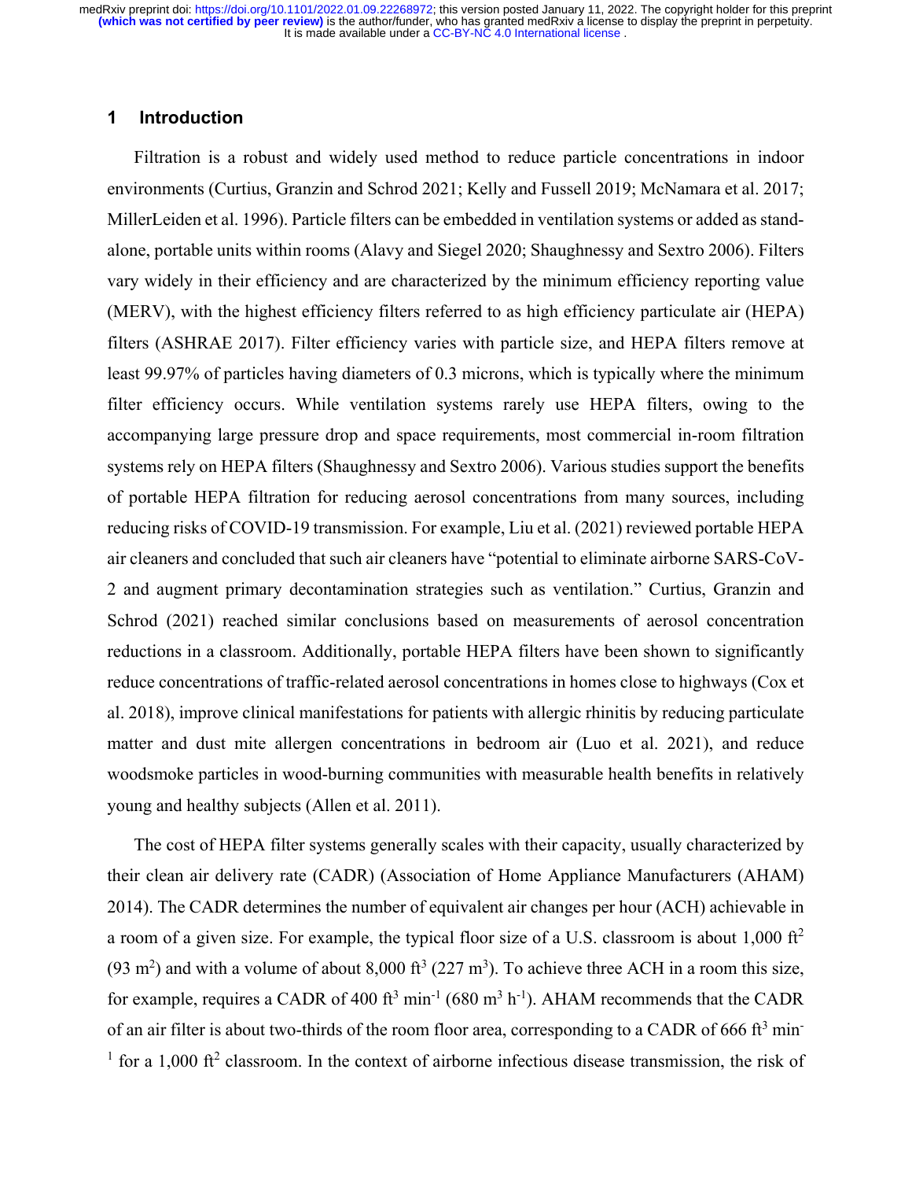## 1 Introduction

Filtration is a robust and widely used method to reduce particle concentrations in indoor environments (Curtius, Granzin and Schrod 2021; Kelly and Fussell 2019; McNamara et al. 2017; MillerLeiden et al. 1996). Particle filters can be embedded in ventilation systems or added as stand-alone, portable units within rooms (Alavy and Siegel 2020; Shaughnessy and Sextro 2006). Filters vary widely in their efficiency and are characterized by the minimum efficiency reporting value (MERV), with the highest efficiency filters referred to as high efficiency particulate air (HEPA) filters (ASHRAE 2017). Filter efficiency varies with particle size, and HEPA filters remove at least 99.97% of particles having diameters of 0.3 microns, which is typically where the minimum filter efficiency occurs. While ventilation systems rarely use HEPA filters, owing to the accompanying large pressure drop and space requirements, most commercial in-room filtration systems rely on HEPA filters (Shaughnessy and Sextro 2006). Various studies support the benefits of portable HEPA filtration for reducing aerosol concentrations from many sources, including reducing risks of COVID-19 transmission. For example, Liu et al. (2021) reviewed portable HEPA air cleaners and concluded that such air cleaners have "potential to eliminate airborne SARS-CoV-2 and augment primary decontamination strategies such as ventilation." Curtius, Granzin and Schrod (2021) reached similar conclusions based on measurements of aerosol concentration reductions in a classroom. Additionally, portable HEPA filters have been shown to significantly reduce concentrations of traffic-related aerosol concentrations in homes close to highways (Cox et al. 2018), improve clinical manifestations for patients with allergic rhinitis by reducing particulate matter and dust mite allergen concentrations in bedroom air (Luo et al. 2021), and reduce woodsmoke particles in wood-burning communities with measurable health benefits in relatively young and healthy subjects (Allen et al. 2011).

The cost of HEPA filter systems generally scales with their capacity, usually characterized by their clean air delivery rate (CADR) (Association of Home Appliance Manufacturers (AHAM) 2014). The CADR determines the number of equivalent air changes per hour (ACH) achievable in a room of a given size. For example, the typical floor size of a U.S. classroom is about 1,000 $ft^2$ (93 $m^2$) and with a volume of about 8,000 $ft^3$ (227 $m^3$). To achieve three ACH in a room this size, for example, requires a CADR of 400 $ft^3\ min^{-1}$ (680 $m^3\ h^{-1}$). AHAM recommends that the CADR of an air filter is about two-thirds of the room floor area, corresponding to a CADR of 666 $ft^3\ min^{-1}$ for a 1,000 $ft^2$ classroom. In the context of airborne infectious disease transmission, the risk of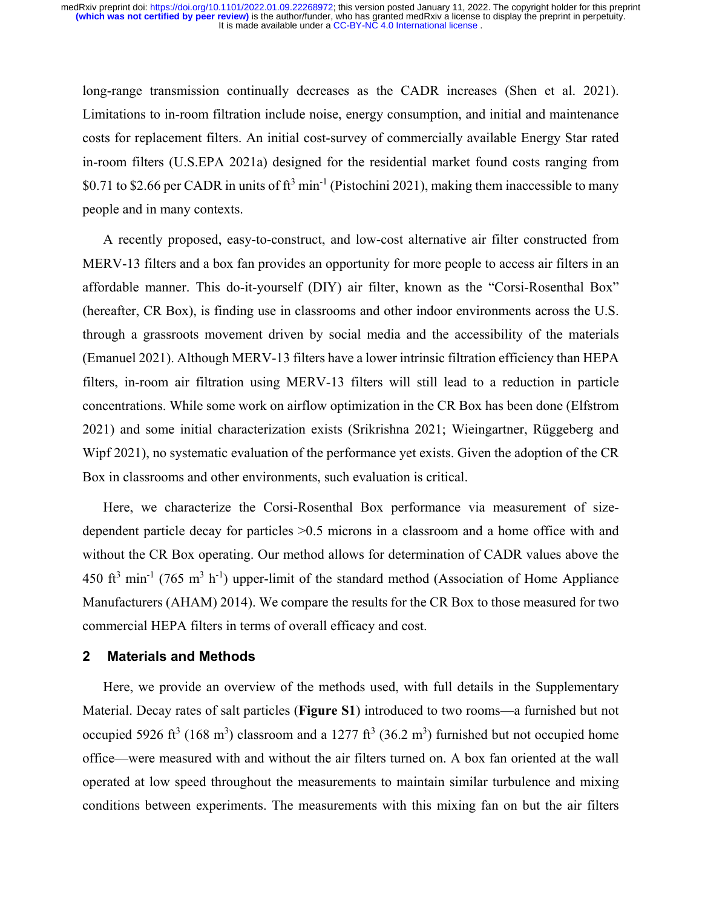long-range transmission continually decreases as the CADR increases (Shen et al. 2021). Limitations to in-room filtration include noise, energy consumption, and initial and maintenance costs for replacement filters. An initial cost-survey of commercially available Energy Star rated in-room filters (U.S.EPA 2021a) designed for the residential market found costs ranging from \$0.71 to \$2.66 per CADR in units of $ft^3\ min^{-1}$ (Pistochini 2021), making them inaccessible to many people and in many contexts.

A recently proposed, easy-to-construct, and low-cost alternative air filter constructed from MERV-13 filters and a box fan provides an opportunity for more people to access air filters in an affordable manner. This do-it-yourself (DIY) air filter, known as the "Corsi-Rosenthal Box" (hereafter, CR Box), is finding use in classrooms and other indoor environments across the U.S. through a grassroots movement driven by social media and the accessibility of the materials (Emanuel 2021). Although MERV-13 filters have a lower intrinsic filtration efficiency than HEPA filters, in-room air filtration using MERV-13 filters will still lead to a reduction in particle concentrations. While some work on airflow optimization in the CR Box has been done (Elfstrom 2021) and some initial characterization exists (Srikrishna 2021; Wieingartner, Rüggeberg and Wipf 2021), no systematic evaluation of the performance yet exists. Given the adoption of the CR Box in classrooms and other environments, such evaluation is critical.

Here, we characterize the Corsi-Rosenthal Box performance via measurement of size-dependent particle decay for particles >0.5 microns in a classroom and a home office with and without the CR Box operating. Our method allows for determination of CADR values above the 450 $ft^3\ min^{-1}$ (765 $m^3\ h^{-1}$) upper-limit of the standard method (Association of Home Appliance Manufacturers (AHAM) 2014). We compare the results for the CR Box to those measured for two commercial HEPA filters in terms of overall efficacy and cost.

## 2 Materials and Methods

Here, we provide an overview of the methods used, with full details in the Supplementary Material. Decay rates of salt particles (**Figure S1**) introduced to two rooms—a furnished but not occupied 5926 $ft^3$ (168 $m^3$) classroom and a 1277 $ft^3$ (36.2 $m^3$) furnished but not occupied home office—were measured with and without the air filters turned on. A box fan oriented at the wall operated at low speed throughout the measurements to maintain similar turbulence and mixing conditions between experiments. The measurements with this mixing fan on but the air filters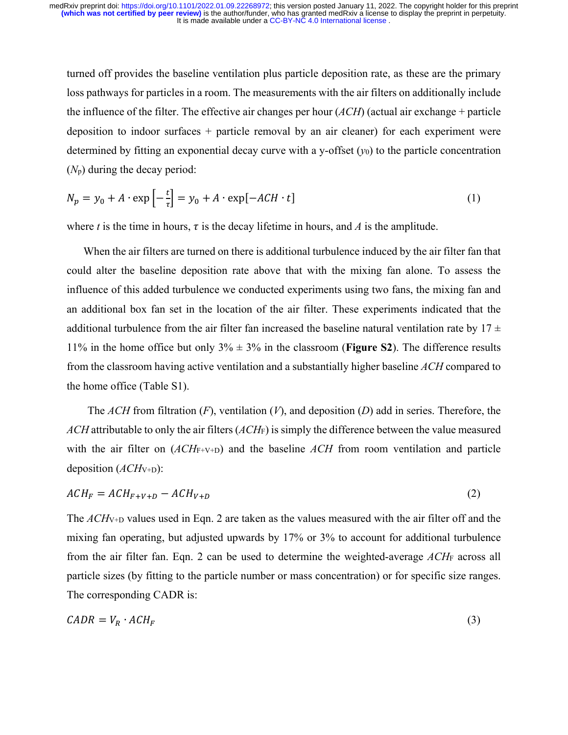turned off provides the baseline ventilation plus particle deposition rate, as these are the primary loss pathways for particles in a room. The measurements with the air filters on additionally include the influence of the filter. The effective air changes per hour (*ACH*) (actual air exchange + particle deposition to indoor surfaces + particle removal by an air cleaner) for each experiment were determined by fitting an exponential decay curve with a y-offset ($y_0$) to the particle concentration ($N_p$) during the decay period:

$$N_p = y_0 + A \cdot \exp\left[-\frac{t}{\tau}\right] = y_0 + A \cdot \exp[-ACH \cdot t] \tag{1}$$

where $t$ is the time in hours, $\tau$ is the decay lifetime in hours, and $A$ is the amplitude.

When the air filters are turned on there is additional turbulence induced by the air filter fan that could alter the baseline deposition rate above that with the mixing fan alone. To assess the influence of this added turbulence we conducted experiments using two fans, the mixing fan and an additional box fan set in the location of the air filter. These experiments indicated that the additional turbulence from the air filter fan increased the baseline natural ventilation rate by 17 ± 11% in the home office but only 3% ± 3% in the classroom (**Figure S2**). The difference results from the classroom having active ventilation and a substantially higher baseline *ACH* compared to the home office (Table S1).

The *ACH* from filtration (*F*), ventilation (*V*), and deposition (*D*) add in series. Therefore, the *ACH* attributable to only the air filters ($ACH_F$) is simply the difference between the value measured with the air filter on ($ACH_{F+V+D}$) and the baseline *ACH* from room ventilation and particle deposition ($ACH_{V+D}$):

$$ACH_F = ACH_{F+V+D} - ACH_{V+D} \tag{2}$$

The $ACH_{V+D}$ values used in Eqn. 2 are taken as the values measured with the air filter off and the mixing fan operating, but adjusted upwards by 17% or 3% to account for additional turbulence from the air filter fan. Eqn. 2 can be used to determine the weighted-average $ACH_F$ across all particle sizes (by fitting to the particle number or mass concentration) or for specific size ranges. The corresponding CADR is:

$$CADR = V_R \cdot ACH_F \tag{3}$$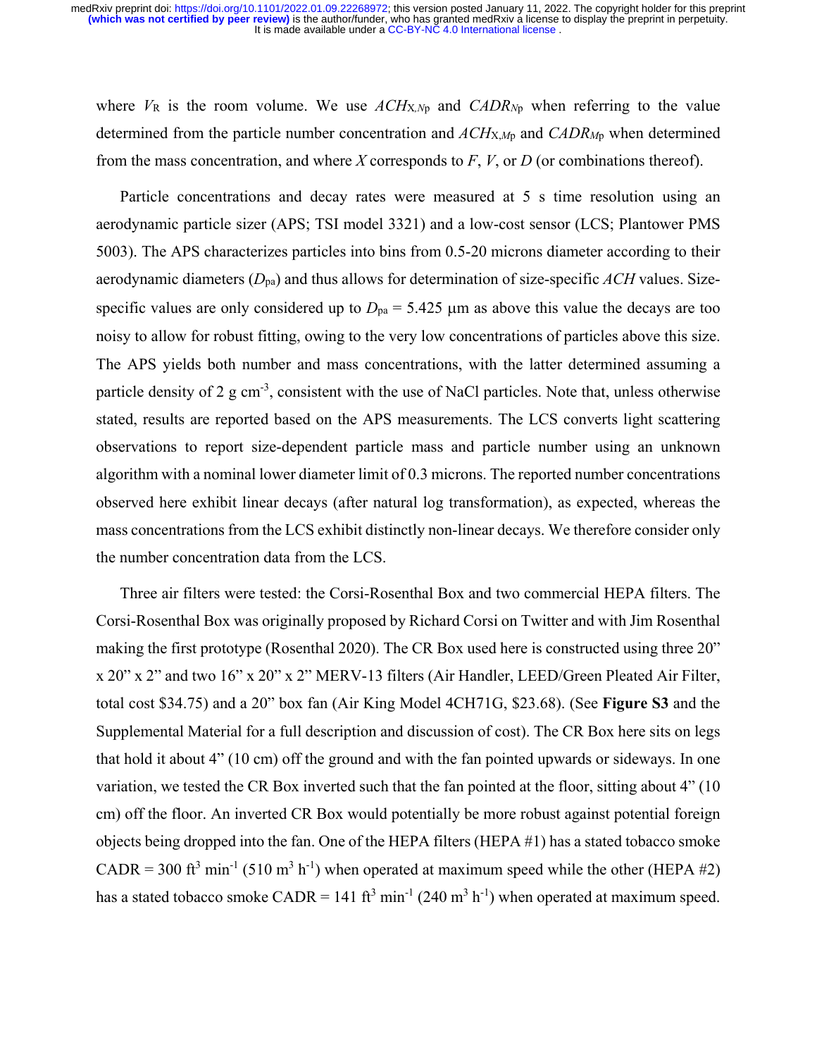where $V_R$ is the room volume. We use $ACH_{X,N_p}$ and $CADR_{N_p}$ when referring to the value determined from the particle number concentration and $ACH_{X,M_p}$ and $CADR_{M_p}$ when determined from the mass concentration, and where $X$ corresponds to $F$, $V$, or $D$ (or combinations thereof).

Particle concentrations and decay rates were measured at 5 s time resolution using an aerodynamic particle sizer (APS; TSI model 3321) and a low-cost sensor (LCS; Plantower PMS 5003). The APS characterizes particles into bins from 0.5-20 microns diameter according to their aerodynamic diameters ($D_{pa}$) and thus allows for determination of size-specific $ACH$ values. Size-specific values are only considered up to $D_{pa}$ = 5.425 μm as above this value the decays are too noisy to allow for robust fitting, owing to the very low concentrations of particles above this size. The APS yields both number and mass concentrations, with the latter determined assuming a particle density of 2 g cm$^{-3}$, consistent with the use of NaCl particles. Note that, unless otherwise stated, results are reported based on the APS measurements. The LCS converts light scattering observations to report size-dependent particle mass and particle number using an unknown algorithm with a nominal lower diameter limit of 0.3 microns. The reported number concentrations observed here exhibit linear decays (after natural log transformation), as expected, whereas the mass concentrations from the LCS exhibit distinctly non-linear decays. We therefore consider only the number concentration data from the LCS.

Three air filters were tested: the Corsi-Rosenthal Box and two commercial HEPA filters. The Corsi-Rosenthal Box was originally proposed by Richard Corsi on Twitter and with Jim Rosenthal making the first prototype (Rosenthal 2020). The CR Box used here is constructed using three 20" x 20" x 2" and two 16" x 20" x 2" MERV-13 filters (Air Handler, LEED/Green Pleated Air Filter, total cost \$34.75) and a 20" box fan (Air King Model 4CH71G, \$23.68). (See **Figure S3** and the Supplemental Material for a full description and discussion of cost). The CR Box here sits on legs that hold it about 4" (10 cm) off the ground and with the fan pointed upwards or sideways. In one variation, we tested the CR Box inverted such that the fan pointed at the floor, sitting about 4" (10 cm) off the floor. An inverted CR Box would potentially be more robust against potential foreign objects being dropped into the fan. One of the HEPA filters (HEPA #1) has a stated tobacco smoke CADR = 300 ft$^3$ min$^{-1}$ (510 m$^3$ h$^{-1}$) when operated at maximum speed while the other (HEPA #2) has a stated tobacco smoke CADR = 141 ft$^3$ min$^{-1}$ (240 m$^3$ h$^{-1}$) when operated at maximum speed.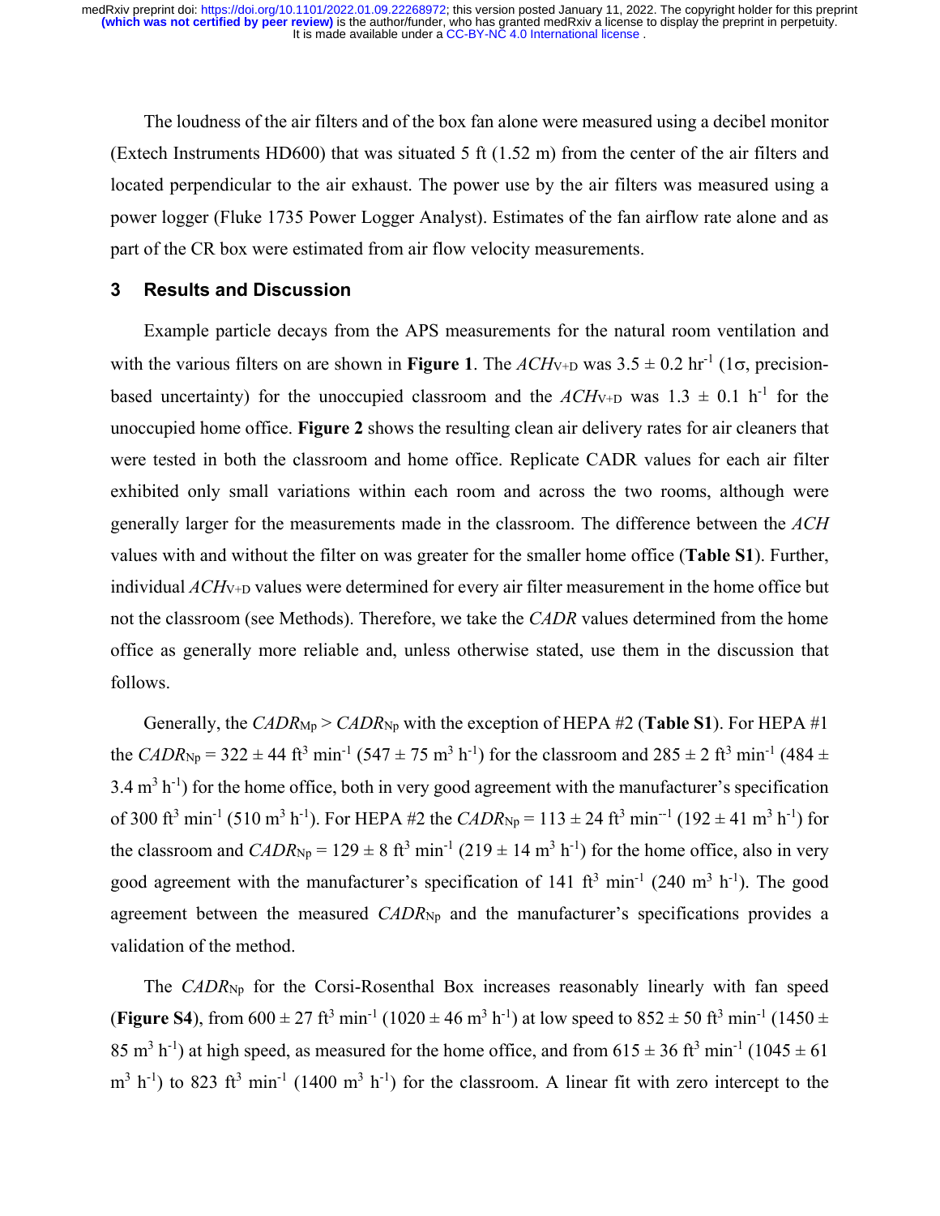The loudness of the air filters and of the box fan alone were measured using a decibel monitor (Extech Instruments HD600) that was situated 5 ft (1.52 m) from the center of the air filters and located perpendicular to the air exhaust. The power use by the air filters was measured using a power logger (Fluke 1735 Power Logger Analyst). Estimates of the fan airflow rate alone and as part of the CR box were estimated from air flow velocity measurements.

## 3 Results and Discussion

Example particle decays from the APS measurements for the natural room ventilation and with the various filters on are shown in **Figure 1**. The $ACH_{V+D}$ was $3.5 \pm 0.2$ hr$^{-1}$ ($1\sigma$, precision-based uncertainty) for the unoccupied classroom and the $ACH_{V+D}$ was $1.3 \pm 0.1$ h$^{-1}$ for the unoccupied home office. **Figure 2** shows the resulting clean air delivery rates for air cleaners that were tested in both the classroom and home office. Replicate CADR values for each air filter exhibited only small variations within each room and across the two rooms, although were generally larger for the measurements made in the classroom. The difference between the *ACH* values with and without the filter on was greater for the smaller home office (**Table S1**). Further, individual $ACH_{V+D}$ values were determined for every air filter measurement in the home office but not the classroom (see Methods). Therefore, we take the *CADR* values determined from the home office as generally more reliable and, unless otherwise stated, use them in the discussion that follows.

Generally, the $CADR_{Mp} > CADR_{Np}$ with the exception of HEPA #2 (**Table S1**). For HEPA #1 the $CADR_{Np} = 322 \pm 44$ ft$^3$ min$^{-1}$ ($547 \pm 75$ m$^3$ h$^{-1}$) for the classroom and $285 \pm 2$ ft$^3$ min$^{-1}$ ($484 \pm 3.4$ m$^3$ h$^{-1}$) for the home office, both in very good agreement with the manufacturer's specification of 300 ft$^3$ min$^{-1}$ (510 m$^3$ h$^{-1}$). For HEPA #2 the $CADR_{Np} = 113 \pm 24$ ft$^3$ min$^{--1}$ ($192 \pm 41$ m$^3$ h$^{-1}$) for the classroom and $CADR_{Np} = 129 \pm 8$ ft$^3$ min$^{-1}$ ($219 \pm 14$ m$^3$ h$^{-1}$) for the home office, also in very good agreement with the manufacturer's specification of 141 ft$^3$ min$^{-1}$ (240 m$^3$ h$^{-1}$). The good agreement between the measured $CADR_{Np}$ and the manufacturer's specifications provides a validation of the method.

The $CADR_{Np}$ for the Corsi-Rosenthal Box increases reasonably linearly with fan speed (**Figure S4**), from $600 \pm 27$ ft$^3$ min$^{-1}$ ($1020 \pm 46$ m$^3$ h$^{-1}$) at low speed to $852 \pm 50$ ft$^3$ min$^{-1}$ ($1450 \pm 85$ m$^3$ h$^{-1}$) at high speed, as measured for the home office, and from $615 \pm 36$ ft$^3$ min$^{-1}$ ($1045 \pm 61$ m$^3$ h$^{-1}$) to 823 ft$^3$ min$^{-1}$ (1400 m$^3$ h$^{-1}$) for the classroom. A linear fit with zero intercept to the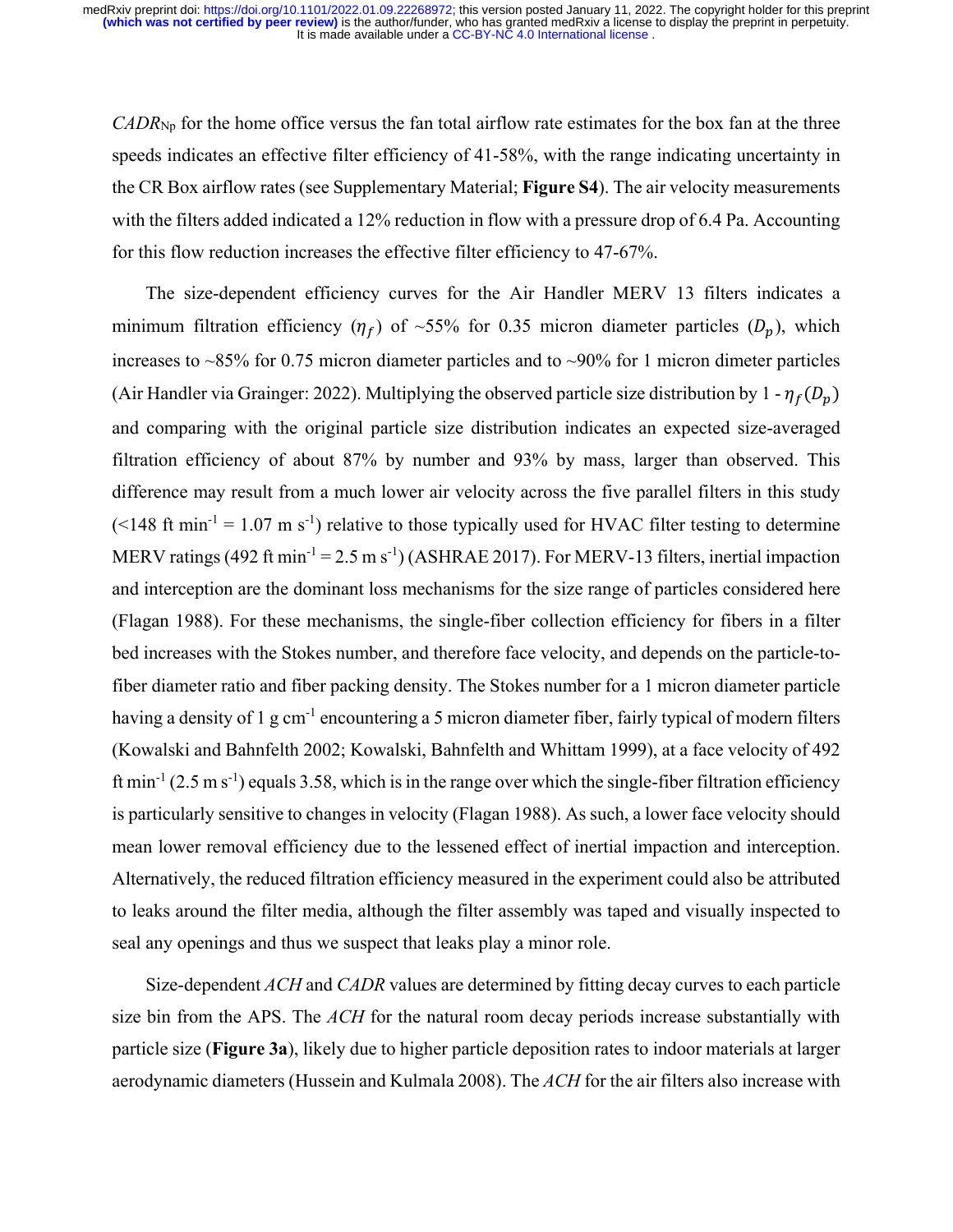$CADR_{Np}$ for the home office versus the fan total airflow rate estimates for the box fan at the three speeds indicates an effective filter efficiency of 41-58%, with the range indicating uncertainty in the CR Box airflow rates (see Supplementary Material; **Figure S4**). The air velocity measurements with the filters added indicated a 12% reduction in flow with a pressure drop of 6.4 Pa. Accounting for this flow reduction increases the effective filter efficiency to 47-67%.

The size-dependent efficiency curves for the Air Handler MERV 13 filters indicates a minimum filtration efficiency ($\eta_f$) of ~55% for 0.35 micron diameter particles ($D_p$), which increases to ~85% for 0.75 micron diameter particles and to ~90% for 1 micron dimeter particles (Air Handler via Grainger: 2022). Multiplying the observed particle size distribution by 1 - $\eta_f(D_p)$ and comparing with the original particle size distribution indicates an expected size-averaged filtration efficiency of about 87% by number and 93% by mass, larger than observed. This difference may result from a much lower air velocity across the five parallel filters in this study (<148 ft min$^{-1}$ = 1.07 m s$^{-1}$) relative to those typically used for HVAC filter testing to determine MERV ratings (492 ft min$^{-1}$ = 2.5 m s$^{-1}$) (ASHRAE 2017). For MERV-13 filters, inertial impaction and interception are the dominant loss mechanisms for the size range of particles considered here (Flagan 1988). For these mechanisms, the single-fiber collection efficiency for fibers in a filter bed increases with the Stokes number, and therefore face velocity, and depends on the particle-to-fiber diameter ratio and fiber packing density. The Stokes number for a 1 micron diameter particle having a density of 1 g cm$^{-1}$ encountering a 5 micron diameter fiber, fairly typical of modern filters (Kowalski and Bahnfelth 2002; Kowalski, Bahnfelth and Whittam 1999), at a face velocity of 492 ft min$^{-1}$ (2.5 m s$^{-1}$) equals 3.58, which is in the range over which the single-fiber filtration efficiency is particularly sensitive to changes in velocity (Flagan 1988). As such, a lower face velocity should mean lower removal efficiency due to the lessened effect of inertial impaction and interception. Alternatively, the reduced filtration efficiency measured in the experiment could also be attributed to leaks around the filter media, although the filter assembly was taped and visually inspected to seal any openings and thus we suspect that leaks play a minor role.

Size-dependent *ACH* and *CADR* values are determined by fitting decay curves to each particle size bin from the APS. The *ACH* for the natural room decay periods increase substantially with particle size (**Figure 3a**), likely due to higher particle deposition rates to indoor materials at larger aerodynamic diameters (Hussein and Kulmala 2008). The *ACH* for the air filters also increase with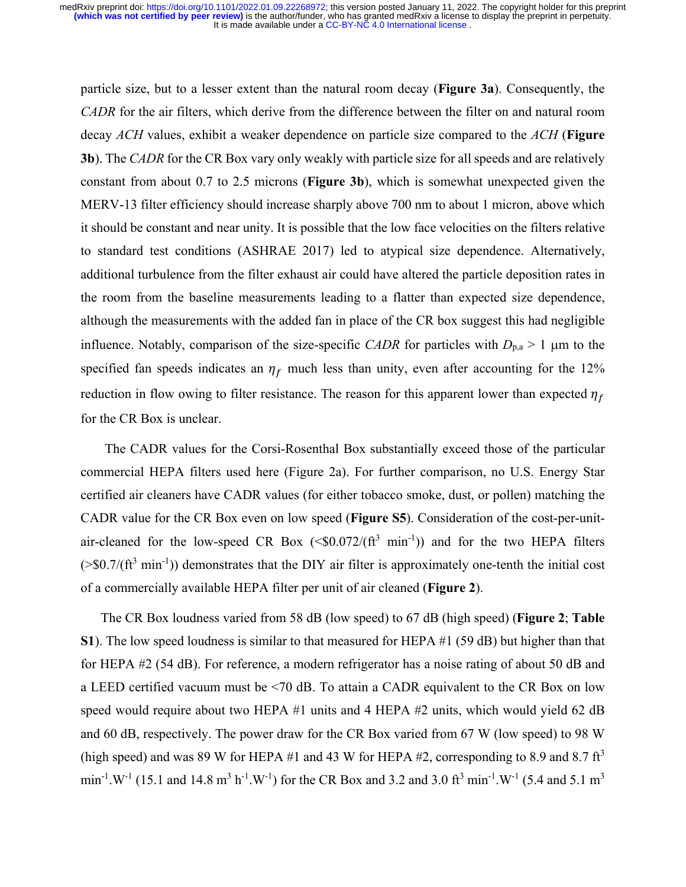particle size, but to a lesser extent than the natural room decay (**Figure 3a**). Consequently, the *CADR* for the air filters, which derive from the difference between the filter on and natural room decay *ACH* values, exhibit a weaker dependence on particle size compared to the *ACH* (**Figure 3b**). The *CADR* for the CR Box vary only weakly with particle size for all speeds and are relatively constant from about 0.7 to 2.5 microns (**Figure 3b**), which is somewhat unexpected given the MERV-13 filter efficiency should increase sharply above 700 nm to about 1 micron, above which it should be constant and near unity. It is possible that the low face velocities on the filters relative to standard test conditions (ASHRAE 2017) led to atypical size dependence. Alternatively, additional turbulence from the filter exhaust air could have altered the particle deposition rates in the room from the baseline measurements leading to a flatter than expected size dependence, although the measurements with the added fan in place of the CR box suggest this had negligible influence. Notably, comparison of the size-specific *CADR* for particles with $D_{p,a} > 1$ μm to the specified fan speeds indicates an $\eta_f$ much less than unity, even after accounting for the 12% reduction in flow owing to filter resistance. The reason for this apparent lower than expected $\eta_f$ for the CR Box is unclear.

The CADR values for the Corsi-Rosenthal Box substantially exceed those of the particular commercial HEPA filters used here (Figure 2a). For further comparison, no U.S. Energy Star certified air cleaners have CADR values (for either tobacco smoke, dust, or pollen) matching the CADR value for the CR Box even on low speed (**Figure S5**). Consideration of the cost-per-unit-air-cleaned for the low-speed CR Box ($<\$0.072/(\text{ft}^3\ \text{min}^{-1})$) and for the two HEPA filters ($>\$0.7/(\text{ft}^3\ \text{min}^{-1})$) demonstrates that the DIY air filter is approximately one-tenth the initial cost of a commercially available HEPA filter per unit of air cleaned (**Figure 2**).

The CR Box loudness varied from 58 dB (low speed) to 67 dB (high speed) (**Figure 2**; **Table S1**). The low speed loudness is similar to that measured for HEPA #1 (59 dB) but higher than that for HEPA #2 (54 dB). For reference, a modern refrigerator has a noise rating of about 50 dB and a LEED certified vacuum must be <70 dB. To attain a CADR equivalent to the CR Box on low speed would require about two HEPA #1 units and 4 HEPA #2 units, which would yield 62 dB and 60 dB, respectively. The power draw for the CR Box varied from 67 W (low speed) to 98 W (high speed) and was 89 W for HEPA #1 and 43 W for HEPA #2, corresponding to 8.9 and 8.7 $\text{ft}^3\ \text{min}^{-1}.\text{W}^{-1}$ (15.1 and 14.8 $\text{m}^3\ \text{h}^{-1}.\text{W}^{-1}$) for the CR Box and 3.2 and 3.0 $\text{ft}^3\ \text{min}^{-1}.\text{W}^{-1}$ (5.4 and 5.1 $\text{m}^3$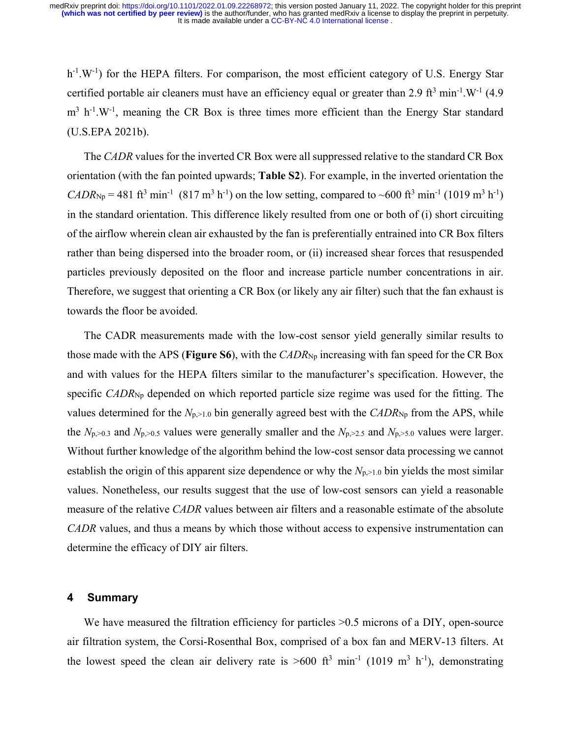$h^{-1}.W^{-1}$) for the HEPA filters. For comparison, the most efficient category of U.S. Energy Star certified portable air cleaners must have an efficiency equal or greater than 2.9 $ft^3$ $min^{-1}.W^{-1}$ (4.9 $m^3$ $h^{-1}.W^{-1}$, meaning the CR Box is three times more efficient than the Energy Star standard (U.S.EPA 2021b).

The *CADR* values for the inverted CR Box were all suppressed relative to the standard CR Box orientation (with the fan pointed upwards; **Table S2**). For example, in the inverted orientation the $CADR_{Np}$ = 481 $ft^3$ $min^{-1}$ (817 $m^3$ $h^{-1}$) on the low setting, compared to ~600 $ft^3$ $min^{-1}$ (1019 $m^3$ $h^{-1}$) in the standard orientation. This difference likely resulted from one or both of (i) short circuiting of the airflow wherein clean air exhausted by the fan is preferentially entrained into CR Box filters rather than being dispersed into the broader room, or (ii) increased shear forces that resuspended particles previously deposited on the floor and increase particle number concentrations in air. Therefore, we suggest that orienting a CR Box (or likely any air filter) such that the fan exhaust is towards the floor be avoided.

The CADR measurements made with the low-cost sensor yield generally similar results to those made with the APS (**Figure S6**), with the $CADR_{Np}$ increasing with fan speed for the CR Box and with values for the HEPA filters similar to the manufacturer's specification. However, the specific $CADR_{Np}$ depended on which reported particle size regime was used for the fitting. The values determined for the $N_{p,>1.0}$ bin generally agreed best with the $CADR_{Np}$ from the APS, while the $N_{p,>0.3}$ and $N_{p,>0.5}$ values were generally smaller and the $N_{p,>2.5}$ and $N_{p,>5.0}$ values were larger. Without further knowledge of the algorithm behind the low-cost sensor data processing we cannot establish the origin of this apparent size dependence or why the $N_{p,>1.0}$ bin yields the most similar values. Nonetheless, our results suggest that the use of low-cost sensors can yield a reasonable measure of the relative *CADR* values between air filters and a reasonable estimate of the absolute *CADR* values, and thus a means by which those without access to expensive instrumentation can determine the efficacy of DIY air filters.

## 4 Summary

We have measured the filtration efficiency for particles >0.5 microns of a DIY, open-source air filtration system, the Corsi-Rosenthal Box, comprised of a box fan and MERV-13 filters. At the lowest speed the clean air delivery rate is >600 $ft^3$ $min^{-1}$ (1019 $m^3$ $h^{-1}$), demonstrating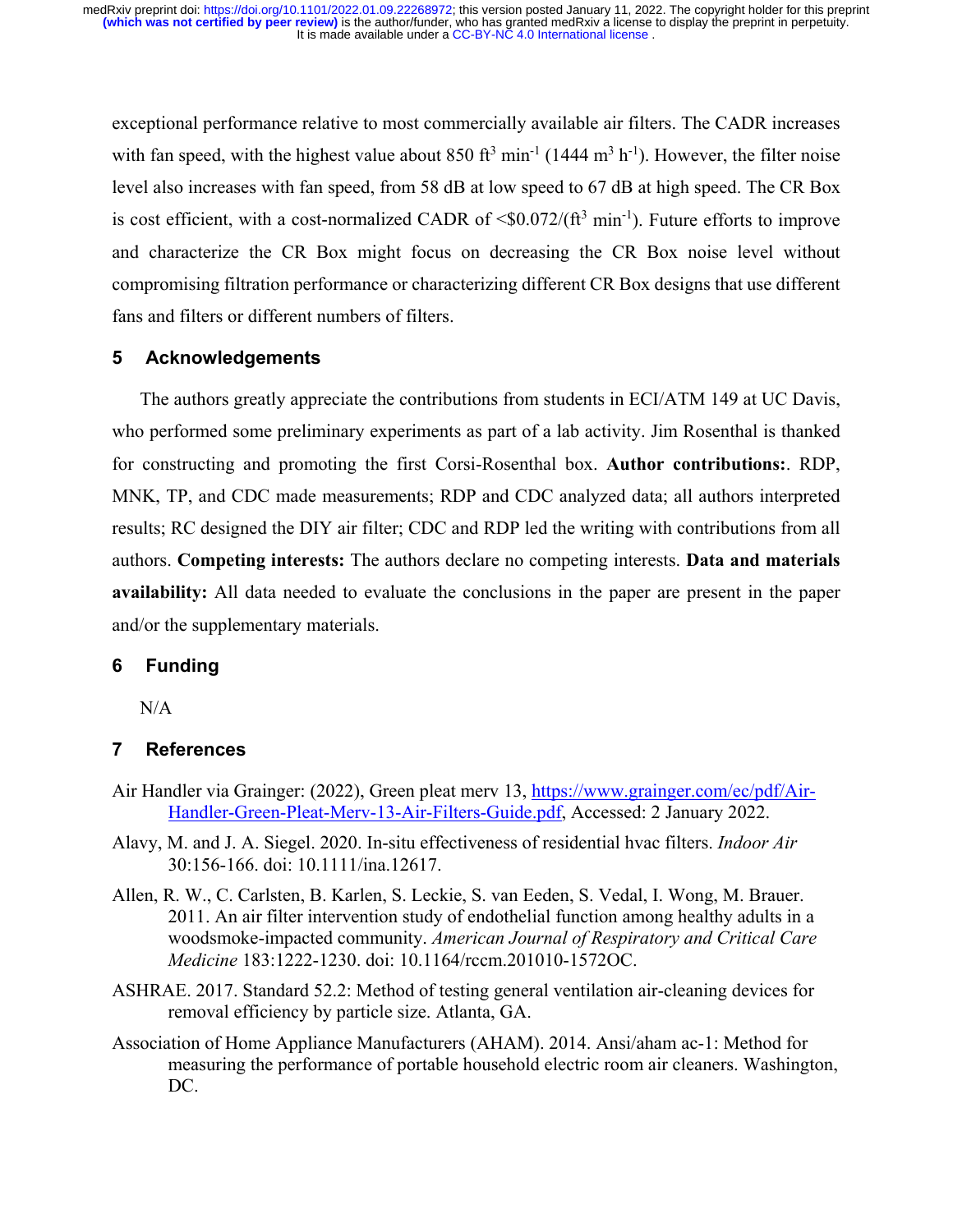exceptional performance relative to most commercially available air filters. The CADR increases with fan speed, with the highest value about 850 $ft^3$ $min^{-1}$ (1444 $m^3$ $h^{-1}$). However, the filter noise level also increases with fan speed, from 58 dB at low speed to 67 dB at high speed. The CR Box is cost efficient, with a cost-normalized CADR of <\$0.072/($ft^3$ $min^{-1}$). Future efforts to improve and characterize the CR Box might focus on decreasing the CR Box noise level without compromising filtration performance or characterizing different CR Box designs that use different fans and filters or different numbers of filters.

## 5 Acknowledgements

The authors greatly appreciate the contributions from students in ECI/ATM 149 at UC Davis, who performed some preliminary experiments as part of a lab activity. Jim Rosenthal is thanked for constructing and promoting the first Corsi-Rosenthal box. **Author contributions:**. RDP, MNK, TP, and CDC made measurements; RDP and CDC analyzed data; all authors interpreted results; RC designed the DIY air filter; CDC and RDP led the writing with contributions from all authors. **Competing interests:** The authors declare no competing interests. **Data and materials availability:** All data needed to evaluate the conclusions in the paper are present in the paper and/or the supplementary materials.

## 6 Funding

N/A

## 7 References

Air Handler via Grainger: (2022), Green pleat merv 13, https://www.grainger.com/ec/pdf/Air-Handler-Green-Pleat-Merv-13-Air-Filters-Guide.pdf, Accessed: 2 January 2022.

Alavy, M. and J. A. Siegel. 2020. In-situ effectiveness of residential hvac filters. *Indoor Air* 30:156-166. doi: 10.1111/ina.12617.

Allen, R. W., C. Carlsten, B. Karlen, S. Leckie, S. van Eeden, S. Vedal, I. Wong, M. Brauer. 2011. An air filter intervention study of endothelial function among healthy adults in a woodsmoke-impacted community. *American Journal of Respiratory and Critical Care Medicine* 183:1222-1230. doi: 10.1164/rccm.201010-1572OC.

ASHRAE. 2017. Standard 52.2: Method of testing general ventilation air-cleaning devices for removal efficiency by particle size. Atlanta, GA.

Association of Home Appliance Manufacturers (AHAM). 2014. Ansi/aham ac-1: Method for measuring the performance of portable household electric room air cleaners. Washington, DC.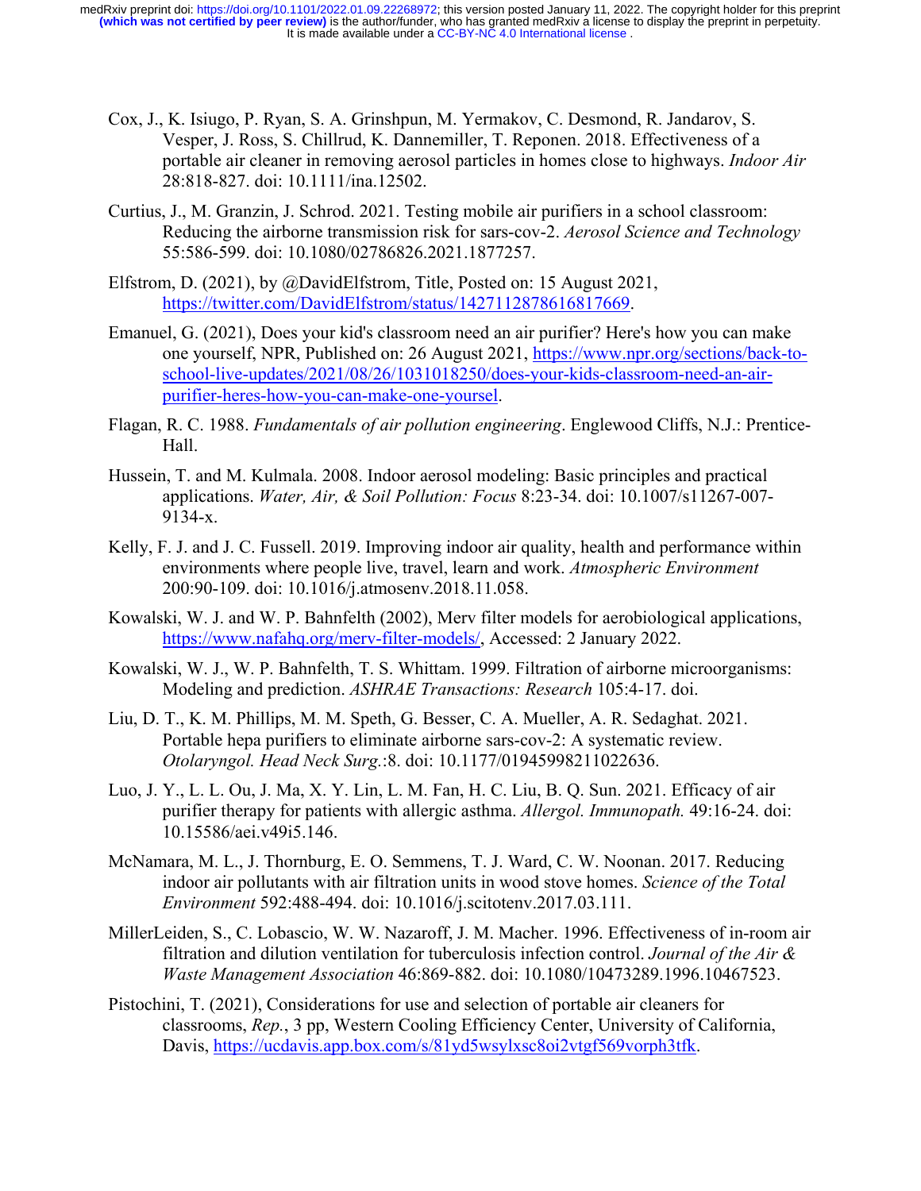Cox, J., K. Isiugo, P. Ryan, S. A. Grinshpun, M. Yermakov, C. Desmond, R. Jandarov, S. Vesper, J. Ross, S. Chillrud, K. Dannemiller, T. Reponen. 2018. Effectiveness of a portable air cleaner in removing aerosol particles in homes close to highways. *Indoor Air* 28:818-827. doi: 10.1111/ina.12502.

Curtius, J., M. Granzin, J. Schrod. 2021. Testing mobile air purifiers in a school classroom: Reducing the airborne transmission risk for sars-cov-2. *Aerosol Science and Technology* 55:586-599. doi: 10.1080/02786826.2021.1877257.

Elfstrom, D. (2021), by @DavidElfstrom, Title, Posted on: 15 August 2021, https://twitter.com/DavidElfstrom/status/1427112878616817669.

Emanuel, G. (2021), Does your kid's classroom need an air purifier? Here's how you can make one yourself, NPR, Published on: 26 August 2021, https://www.npr.org/sections/back-to-school-live-updates/2021/08/26/1031018250/does-your-kids-classroom-need-an-air-purifier-heres-how-you-can-make-one-yoursel.

Flagan, R. C. 1988. *Fundamentals of air pollution engineering*. Englewood Cliffs, N.J.: Prentice-Hall.

Hussein, T. and M. Kulmala. 2008. Indoor aerosol modeling: Basic principles and practical applications. *Water, Air, & Soil Pollution: Focus* 8:23-34. doi: 10.1007/s11267-007-9134-x.

Kelly, F. J. and J. C. Fussell. 2019. Improving indoor air quality, health and performance within environments where people live, travel, learn and work. *Atmospheric Environment* 200:90-109. doi: 10.1016/j.atmosenv.2018.11.058.

Kowalski, W. J. and W. P. Bahnfelth (2002), Merv filter models for aerobiological applications, https://www.nafahq.org/merv-filter-models/, Accessed: 2 January 2022.

Kowalski, W. J., W. P. Bahnfelth, T. S. Whittam. 1999. Filtration of airborne microorganisms: Modeling and prediction. *ASHRAE Transactions: Research* 105:4-17. doi.

Liu, D. T., K. M. Phillips, M. M. Speth, G. Besser, C. A. Mueller, A. R. Sedaghat. 2021. Portable hepa purifiers to eliminate airborne sars-cov-2: A systematic review. *Otolaryngol. Head Neck Surg.*:8. doi: 10.1177/01945998211022636.

Luo, J. Y., L. L. Ou, J. Ma, X. Y. Lin, L. M. Fan, H. C. Liu, B. Q. Sun. 2021. Efficacy of air purifier therapy for patients with allergic asthma. *Allergol. Immunopath.* 49:16-24. doi: 10.15586/aei.v49i5.146.

McNamara, M. L., J. Thornburg, E. O. Semmens, T. J. Ward, C. W. Noonan. 2017. Reducing indoor air pollutants with air filtration units in wood stove homes. *Science of the Total Environment* 592:488-494. doi: 10.1016/j.scitotenv.2017.03.111.

MillerLeiden, S., C. Lobascio, W. W. Nazaroff, J. M. Macher. 1996. Effectiveness of in-room air filtration and dilution ventilation for tuberculosis infection control. *Journal of the Air & Waste Management Association* 46:869-882. doi: 10.1080/10473289.1996.10467523.

Pistochini, T. (2021), Considerations for use and selection of portable air cleaners for classrooms, *Rep.*, 3 pp, Western Cooling Efficiency Center, University of California, Davis, https://ucdavis.app.box.com/s/81yd5wsylxsc8oi2vtgf569vorph3tfk.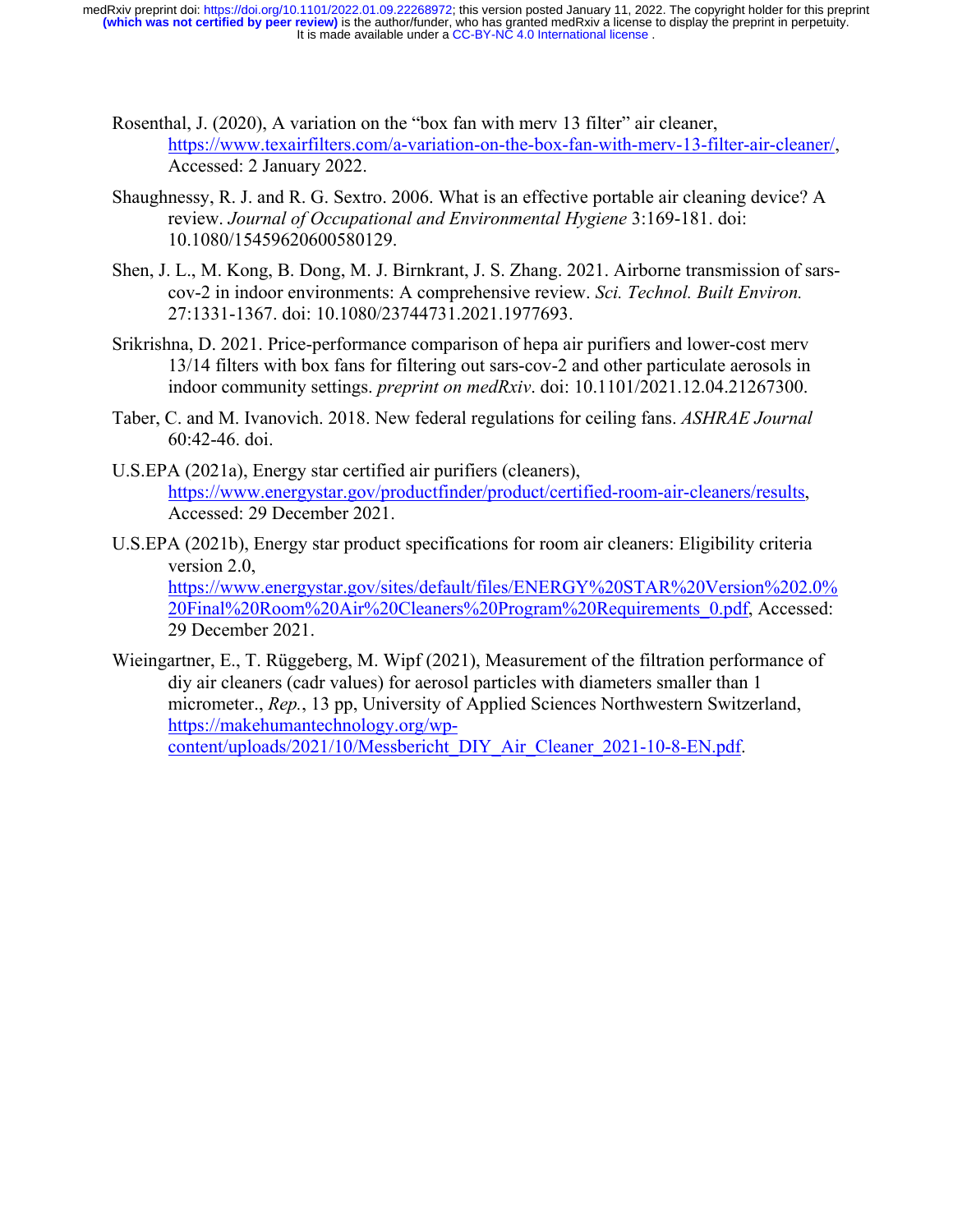Rosenthal, J. (2020), A variation on the "box fan with merv 13 filter" air cleaner, https://www.texairfilters.com/a-variation-on-the-box-fan-with-merv-13-filter-air-cleaner/, Accessed: 2 January 2022.

Shaughnessy, R. J. and R. G. Sextro. 2006. What is an effective portable air cleaning device? A review. *Journal of Occupational and Environmental Hygiene* 3:169-181. doi: 10.1080/15459620600580129.

Shen, J. L., M. Kong, B. Dong, M. J. Birnkrant, J. S. Zhang. 2021. Airborne transmission of sars-cov-2 in indoor environments: A comprehensive review. *Sci. Technol. Built Environ.* 27:1331-1367. doi: 10.1080/23744731.2021.1977693.

Srikrishna, D. 2021. Price-performance comparison of hepa air purifiers and lower-cost merv 13/14 filters with box fans for filtering out sars-cov-2 and other particulate aerosols in indoor community settings. *preprint on medRxiv*. doi: 10.1101/2021.12.04.21267300.

Taber, C. and M. Ivanovich. 2018. New federal regulations for ceiling fans. *ASHRAE Journal* 60:42-46. doi.

U.S.EPA (2021a), Energy star certified air purifiers (cleaners), https://www.energystar.gov/productfinder/product/certified-room-air-cleaners/results, Accessed: 29 December 2021.

U.S.EPA (2021b), Energy star product specifications for room air cleaners: Eligibility criteria version 2.0, https://www.energystar.gov/sites/default/files/ENERGY%20STAR%20Version%202.0%20Final%20Room%20Air%20Cleaners%20Program%20Requirements_0.pdf, Accessed: 29 December 2021.

Wieingartner, E., T. Rüggeberg, M. Wipf (2021), Measurement of the filtration performance of diy air cleaners (cadr values) for aerosol particles with diameters smaller than 1 micrometer., *Rep.*, 13 pp, University of Applied Sciences Northwestern Switzerland, https://makehumantechnology.org/wp-content/uploads/2021/10/Messbericht_DIY_Air_Cleaner_2021-10-8-EN.pdf.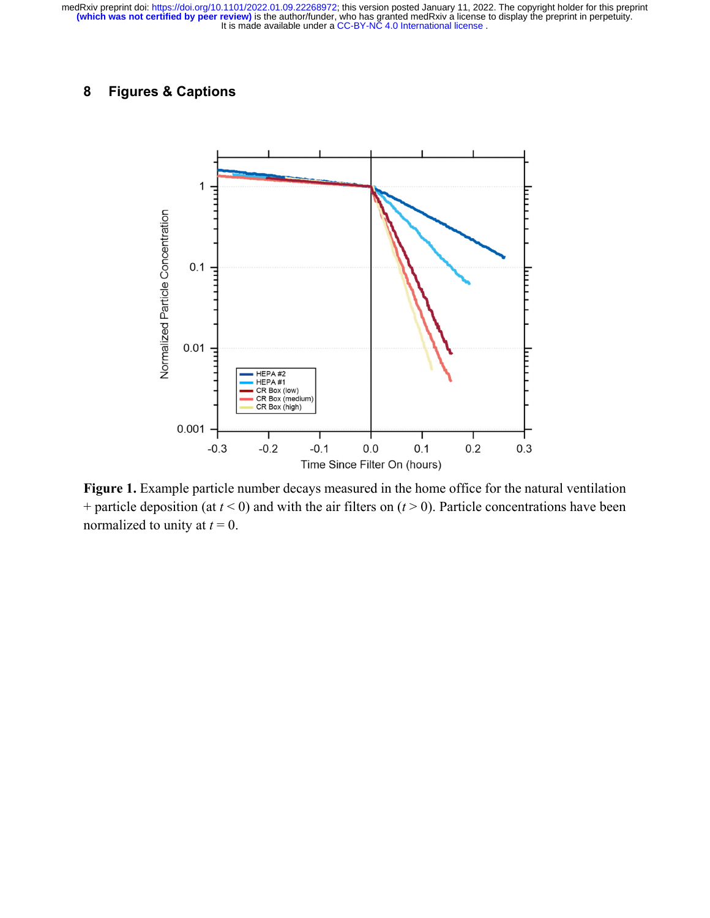## 8 Figures & Captions

**Figure 1.** Example particle number decays measured in the home office for the natural ventilation + particle deposition (at $t < 0$) and with the air filters on ($t > 0$). Particle concentrations have been normalized to unity at $t = 0$.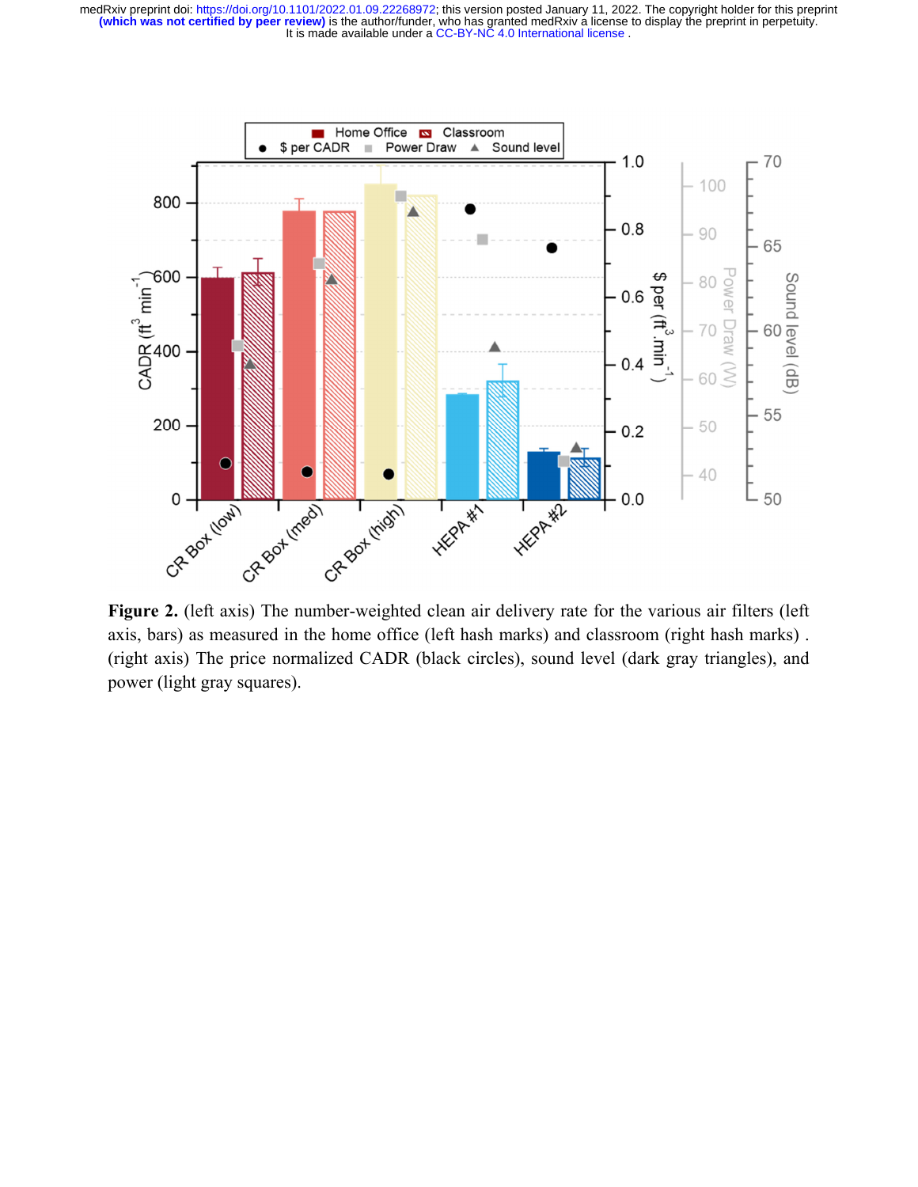**Figure 2.** (left axis) The number-weighted clean air delivery rate for the various air filters (left axis, bars) as measured in the home office (left hash marks) and classroom (right hash marks) . (right axis) The price normalized CADR (black circles), sound level (dark gray triangles), and power (light gray squares).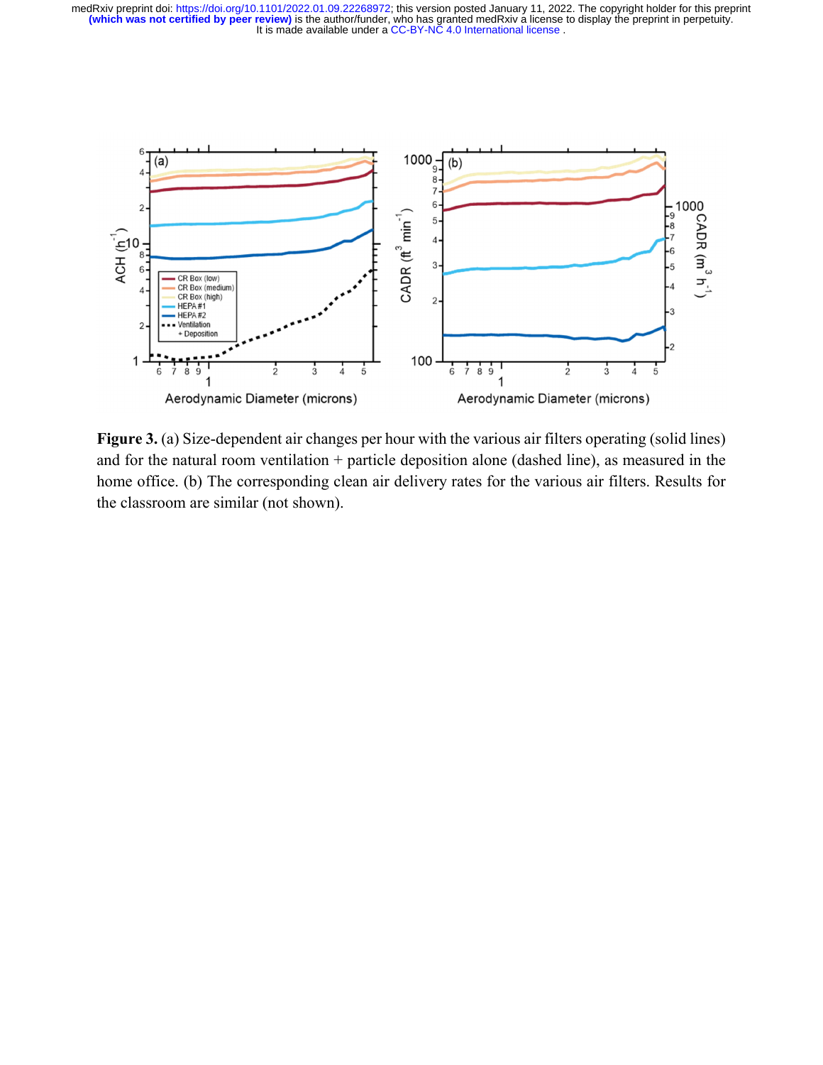(a)

ACH ($h^{-1}$)

6
4
2
10
8
6
4
2
1

CR Box (low)
CR Box (medium)
CR Box (high)
HEPA #1
HEPA #2
Ventilation + Deposition

6 7 8 9 1 2 3 4 5

Aerodynamic Diameter (microns)

(b)

CADR ($ft^3$ $min^{-1}$)

1000
9
8
7
6
5
4
3
2
100

CADR ($m^3$ $h^{-1}$)

1000
9
8
7
6
5
4
3
2

6 7 8 9 1 2 3 4 5

Aerodynamic Diameter (microns)

**Figure 3.** (a) Size-dependent air changes per hour with the various air filters operating (solid lines) and for the natural room ventilation + particle deposition alone (dashed line), as measured in the home office. (b) The corresponding clean air delivery rates for the various air filters. Results for the classroom are similar (not shown).